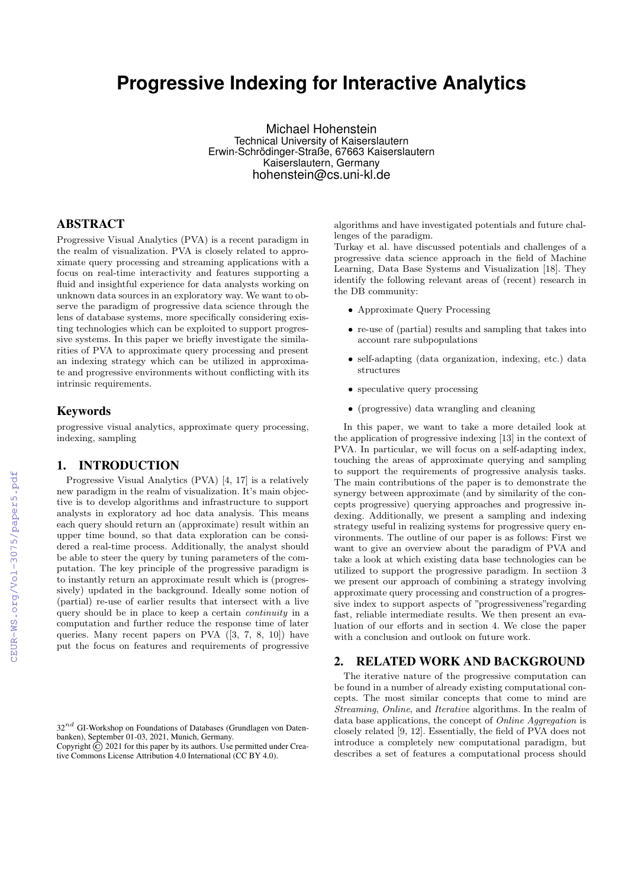# Progressive Indexing for Interactive Analytics

Michael Hohenstein
Technical University of Kaiserslautern
Erwin-Schrödinger-Straße, 67663 Kaiserslautern
Kaiserslautern, Germany
hohenstein@cs.uni-kl.de

## ABSTRACT

Progressive Visual Analytics (PVA) is a recent paradigm in the realm of visualization. PVA is closely related to approximate query processing and streaming applications with a focus on real-time interactivity and features supporting a fluid and insightful experience for data analysts working on unknown data sources in an exploratory way. We want to observe the paradigm of progressive data science through the lens of database systems, more specifically considering existing technologies which can be exploited to support progressive systems. In this paper we briefly investigate the similarities of PVA to approximate query processing and present an indexing strategy which can be utilized in approximate and progressive environments without conflicting with its intrinsic requirements.

## Keywords

progressive visual analytics, approximate query processing, indexing, sampling

## 1. INTRODUCTION

Progressive Visual Analytics (PVA) [4, 17] is a relatively new paradigm in the realm of visualization. It's main objective is to develop algorithms and infrastructure to support analysts in exploratory ad hoc data analysis. This means each query should return an (approximate) result within an upper time bound, so that data exploration can be considered a real-time process. Additionally, the analyst should be able to steer the query by tuning parameters of the computation. The key principle of the progressive paradigm is to instantly return an approximate result which is (progressively) updated in the background. Ideally some notion of (partial) re-use of earlier results that intersect with a live query should be in place to keep a certain *continuity* in a computation and further reduce the response time of later queries. Many recent papers on PVA ([3, 7, 8, 10]) have put the focus on features and requirements of progressive algorithms and have investigated potentials and future challenges of the paradigm.

Turkay et al. have discussed potentials and challenges of a progressive data science approach in the field of Machine Learning, Data Base Systems and Visualization [18]. They identify the following relevant areas of (recent) research in the DB community:

- Approximate Query Processing
- re-use of (partial) results and sampling that takes into account rare subpopulations
- self-adapting (data organization, indexing, etc.) data structures
- speculative query processing
- (progressive) data wrangling and cleaning

In this paper, we want to take a more detailed look at the application of progressive indexing [13] in the context of PVA. In particular, we will focus on a self-adapting index, touching the areas of approximate querying and sampling to support the requirements of progressive analysis tasks. The main contributions of the paper is to demonstrate the synergy between approximate (and by similarity of the concepts progressive) querying approaches and progressive indexing. Additionally, we present a sampling and indexing strategy useful in realizing systems for progressive query environments. The outline of our paper is as follows: First we want to give an overview about the paradigm of PVA and take a look at which existing data base technologies can be utilized to support the progressive paradigm. In sectiion 3 we present our approach of combining a strategy involving approximate query processing and construction of a progressive index to support aspects of "progressiveness"regarding fast, reliable intermediate results. We then present an evaluation of our efforts and in section 4. We close the paper with a conclusion and outlook on future work.

## 2. RELATED WORK AND BACKGROUND

The iterative nature of the progressive computation can be found in a number of already existing computational concepts. The most similar concepts that come to mind are *Streaming*, *Online*, and *Iterative* algorithms. In the realm of data base applications, the concept of *Online Aggregation* is closely related [9, 12]. Essentially, the field of PVA does not introduce a completely new computational paradigm, but describes a set of features a computational process should

$32^{nd}$ GI-Workshop on Foundations of Databases (Grundlagen von Datenbanken), September 01-03, 2021, Munich, Germany.
Copyright © 2021 for this paper by its authors. Use permitted under Creative Commons License Attribution 4.0 International (CC BY 4.0).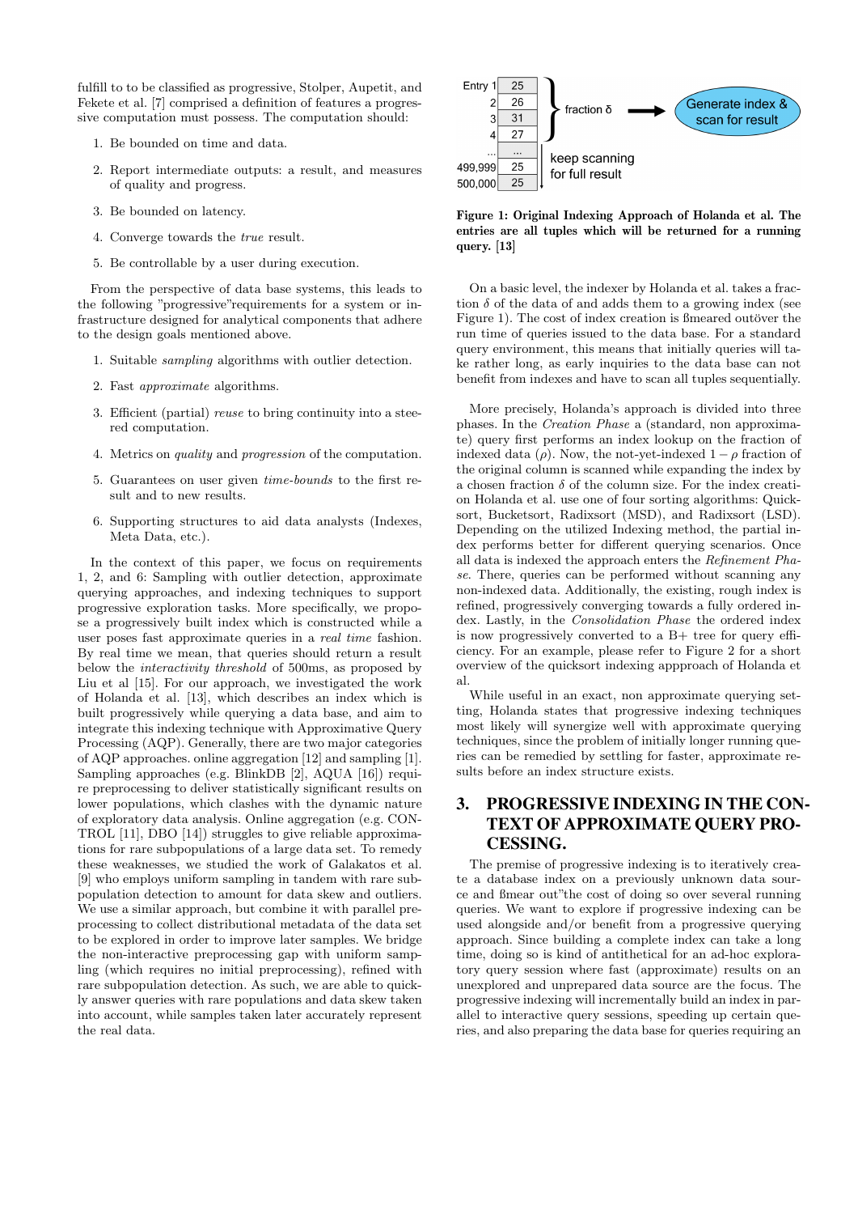fulfill to to be classified as progressive, Stolper, Aupetit, and Fekete et al. [7] comprised a definition of features a progressive computation must possess. The computation should:

1. Be bounded on time and data.
2. Report intermediate outputs: a result, and measures of quality and progress.
3. Be bounded on latency.
4. Converge towards the *true* result.
5. Be controllable by a user during execution.

From the perspective of data base systems, this leads to the following "progressive"requirements for a system or infrastructure designed for analytical components that adhere to the design goals mentioned above.

1. Suitable *sampling* algorithms with outlier detection.
2. Fast *approximate* algorithms.
3. Efficient (partial) *reuse* to bring continuity into a steered computation.
4. Metrics on *quality* and *progression* of the computation.
5. Guarantees on user given *time-bounds* to the first result and to new results.
6. Supporting structures to aid data analysts (Indexes, Meta Data, etc.).

In the context of this paper, we focus on requirements 1, 2, and 6: Sampling with outlier detection, approximate querying approaches, and indexing techniques to support progressive exploration tasks. More specifically, we propose a progressively built index which is constructed while a user poses fast approximate queries in a *real time* fashion. By real time we mean, that queries should return a result below the *interactivity threshold* of 500ms, as proposed by Liu et al [15]. For our approach, we investigated the work of Holanda et al. [13], which describes an index which is built progressively while querying a data base, and aim to integrate this indexing technique with Approximative Query Processing (AQP). Generally, there are two major categories of AQP approaches. online aggregation [12] and sampling [1]. Sampling approaches (e.g. BlinkDB [2], AQUA [16]) require preprocessing to deliver statistically significant results on lower populations, which clashes with the dynamic nature of exploratory data analysis. Online aggregation (e.g. CONTROL [11], DBO [14]) struggles to give reliable approximations for rare subpopulations of a large data set. To remedy these weaknesses, we studied the work of Galakatos et al. [9] who employs uniform sampling in tandem with rare subpopulation detection to amount for data skew and outliers. We use a similar approach, but combine it with parallel preprocessing to collect distributional metadata of the data set to be explored in order to improve later samples. We bridge the non-interactive preprocessing gap with uniform sampling (which requires no initial preprocessing), refined with rare subpopulation detection. As such, we are able to quickly answer queries with rare populations and data skew taken into account, while samples taken later accurately represent the real data.

| Entry | |
|---|---|
| 1 | 25 |
| 2 | 26 |
| 3 | 31 |
| 4 | 27 |
| ... | ... |
| 499,999 | 25 |
| 500,000 | 25 |

fraction δ → Generate index & scan for result

keep scanning for full result

**Figure 1: Original Indexing Approach of Holanda et al. The entries are all tuples which will be returned for a running query. [13]**

On a basic level, the indexer by Holanda et al. takes a fraction $\delta$ of the data of and adds them to a growing index (see Figure 1). The cost of index creation is ßmeared outöver the run time of queries issued to the data base. For a standard query environment, this means that initially queries will take rather long, as early inquiries to the data base can not benefit from indexes and have to scan all tuples sequentially.

More precisely, Holanda's approach is divided into three phases. In the *Creation Phase* a (standard, non approximate) query first performs an index lookup on the fraction of indexed data ($\rho$). Now, the not-yet-indexed $1 - \rho$ fraction of the original column is scanned while expanding the index by a chosen fraction $\delta$ of the column size. For the index creation Holanda et al. use one of four sorting algorithms: Quicksort, Bucketsort, Radixsort (MSD), and Radixsort (LSD). Depending on the utilized Indexing method, the partial index performs better for different querying scenarios. Once all data is indexed the approach enters the *Refinement Phase*. There, queries can be performed without scanning any non-indexed data. Additionally, the existing, rough index is refined, progressively converging towards a fully ordered index. Lastly, in the *Consolidation Phase* the ordered index is now progressively converted to a B+ tree for query efficiency. For an example, please refer to Figure 2 for a short overview of the quicksort indexing appproach of Holanda et al.

While useful in an exact, non approximate querying setting, Holanda states that progressive indexing techniques most likely will synergize well with approximate querying techniques, since the problem of initially longer running queries can be remedied by settling for faster, approximate results before an index structure exists.

## 3. PROGRESSIVE INDEXING IN THE CONTEXT OF APPROXIMATE QUERY PROCESSING.

The premise of progressive indexing is to iteratively create a database index on a previously unknown data source and ßmear out"the cost of doing so over several running queries. We want to explore if progressive indexing can be used alongside and/or benefit from a progressive querying approach. Since building a complete index can take a long time, doing so is kind of antithetical for an ad-hoc exploratory query session where fast (approximate) results on an unexplored and unprepared data source are the focus. The progressive indexing will incrementally build an index in parallel to interactive query sessions, speeding up certain queries, and also preparing the data base for queries requiring an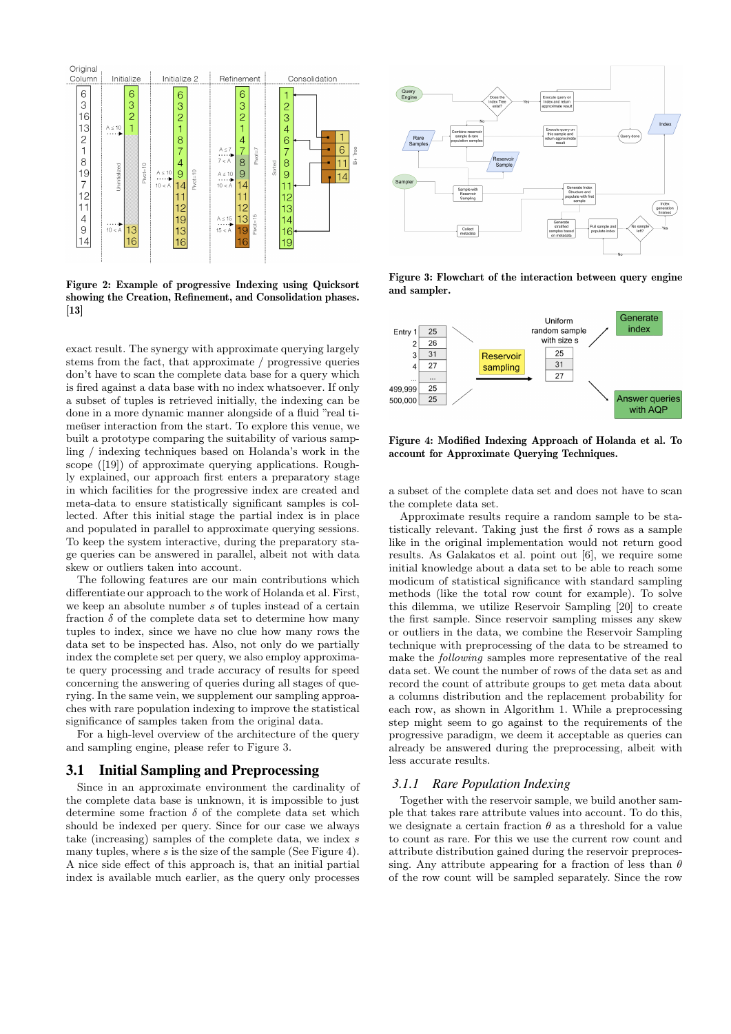Figure 2: **Example of progressive Indexing using Quicksort showing the Creation, Refinement, and Consolidation phases. [13]**

Figure 3: **Flowchart of the interaction between query engine and sampler.**

Figure 4: **Modified Indexing Approach of Holanda et al. To account for Approximate Querying Techniques.**

exact result. The synergy with approximate querying largely stems from the fact, that approximate / progressive queries don't have to scan the complete data base for a query which is fired against a data base with no index whatsoever. If only a subset of tuples is retrieved initially, the indexing can be done in a more dynamic manner alongside of a fluid "real timeüser interaction from the start. To explore this venue, we built a prototype comparing the suitability of various sampling / indexing techniques based on Holanda's work in the scope ([19]) of approximate querying applications. Roughly explained, our approach first enters a preparatory stage in which facilities for the progressive index are created and meta-data to ensure statistically significant samples is collected. After this initial stage the partial index is in place and populated in parallel to approximate querying sessions. To keep the system interactive, during the preparatory stage queries can be answered in parallel, albeit not with data skew or outliers taken into account.

The following features are our main contributions which differentiate our approach to the work of Holanda et al. First, we keep an absolute number $s$ of tuples instead of a certain fraction $\delta$ of the complete data set to determine how many tuples to index, since we have no clue how many rows the data set to be inspected has. Also, not only do we partially index the complete set per query, we also employ approximate query processing and trade accuracy of results for speed concerning the answering of queries during all stages of querying. In the same vein, we supplement our sampling approaches with rare population indexing to improve the statistical significance of samples taken from the original data.

For a high-level overview of the architecture of the query and sampling engine, please refer to Figure 3.

## 3.1 Initial Sampling and Preprocessing

Since in an approximate environment the cardinality of the complete data base is unknown, it is impossible to just determine some fraction $\delta$ of the complete data set which should be indexed per query. Since for our case we always take (increasing) samples of the complete data, we index $s$ many tuples, where $s$ is the size of the sample (See Figure 4). A nice side effect of this approach is, that an initial partial index is available much earlier, as the query only processes a subset of the complete data set and does not have to scan the complete data set.

Approximate results require a random sample to be statistically relevant. Taking just the first $\delta$ rows as a sample like in the original implementation would not return good results. As Galakatos et al. point out [6], we require some initial knowledge about a data set to be able to reach some modicum of statistical significance with standard sampling methods (like the total row count for example). To solve this dilemma, we utilize Reservoir Sampling [20] to create the first sample. Since reservoir sampling misses any skew or outliers in the data, we combine the Reservoir Sampling technique with preprocessing of the data to be streamed to make the *following* samples more representative of the real data set. We count the number of rows of the data set as and record the count of attribute groups to get meta data about a columns distribution and the replacement probability for each row, as shown in Algorithm 1. While a preprocessing step might seem to go against to the requirements of the progressive paradigm, we deem it acceptable as queries can already be answered during the preprocessing, albeit with less accurate results.

### 3.1.1 Rare Population Indexing

Together with the reservoir sample, we build another sample that takes rare attribute values into account. To do this, we designate a certain fraction $\theta$ as a threshold for a value to count as rare. For this we use the current row count and attribute distribution gained during the reservoir preprocessing. Any attribute appearing for a fraction of less than $\theta$ of the row count will be sampled separately. Since the row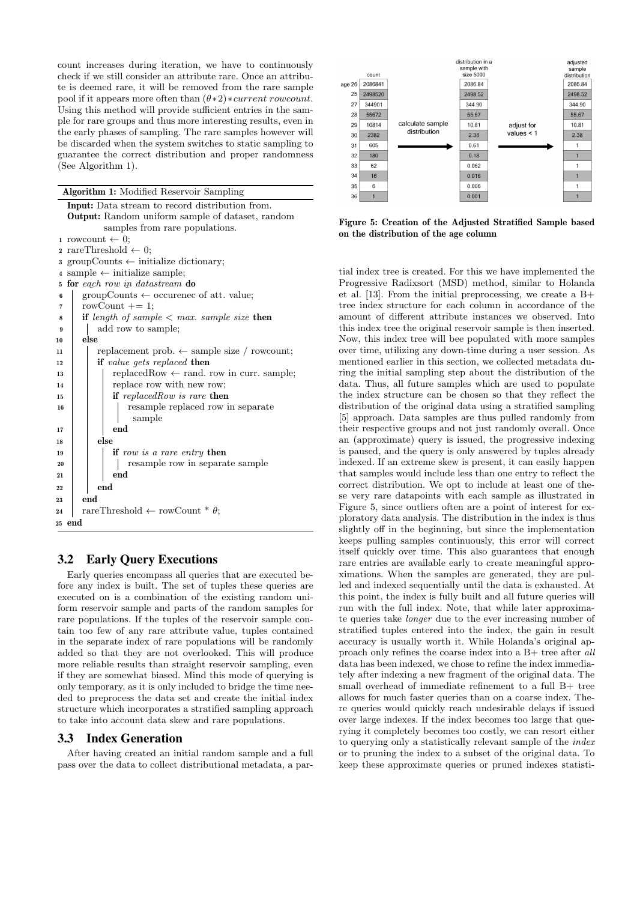count increases during iteration, we have to continuously check if we still consider an attribute rare. Once an attribute is deemed rare, it will be removed from the rare sample pool if it appears more often than $(\theta * 2) * current\ rowcount$. Using this method will provide sufficient entries in the sample for rare groups and thus more interesting results, even in the early phases of sampling. The rare samples however will be discarded when the system switches to static sampling to guarantee the correct distribution and proper randomness (See Algorithm 1).

**Algorithm 1:** Modified Reservoir Sampling

```
Input: Data stream to record distribution from.
Output: Random uniform sample of dataset, random
        samples from rare populations.
1  rowcount ← 0;
2  rareThreshold ← 0;
3  groupCounts ← initialize dictionary;
4  sample ← initialize sample;
5  for each row in datastream do
6      groupCounts ← occurenec of att. value;
7      rowCount += 1;
8      if length of sample < max. sample size then
9          add row to sample;
10     else
11         replacement prob. ← sample size / rowcount;
12         if value gets replaced then
13             replacedRow ← rand. row in curr. sample;
14             replace row with new row;
15             if replacedRow is rare then
16                 resample replaced row in separate
                   sample
17             end
18         else
19             if row is a rare entry then
20                 resample row in separate sample
21             end
22         end
23     end
24     rareThreshold ← rowCount * θ;
25 end
```

## 3.2 Early Query Executions

Early queries encompass all queries that are executed before any index is built. The set of tuples these queries are executed on is a combination of the existing random uniform reservoir sample and parts of the random samples for rare populations. If the tuples of the reservoir sample contain too few of any rare attribute value, tuples contained in the separate index of rare populations will be randomly added so that they are not overlooked. This will produce more reliable results than straight reservoir sampling, even if they are somewhat biased. Mind this mode of querying is only temporary, as it is only included to bridge the time needed to preprocess the data set and create the initial index structure which incorporates a stratified sampling approach to take into account data skew and rare populations.

## 3.3 Index Generation

After having created an initial random sample and a full pass over the data to collect distributional metadata, a partial index tree is created. For this we have implemented the Progressive Radixsort (MSD) method, similar to Holanda et al. [13]. From the initial preprocessing, we create a B+ tree index structure for each column in accordance of the amount of different attribute instances we observed. Into this index tree the original reservoir sample is then inserted. Now, this index tree will bee populated with more samples over time, utilizing any down-time during a user session. As mentioned earlier in this section, we collected metadata during the initial sampling step about the distribution of the data. Thus, all future samples which are used to populate the index structure can be chosen so that they reflect the distribution of the original data using a stratified sampling [5] approach. Data samples are thus pulled randomly from their respective groups and not just randomly overall. Once an (approximate) query is issued, the progressive indexing is paused, and the query is only answered by tuples already indexed. If an extreme skew is present, it can easily happen that samples would include less than one entry to reflect the correct distribution. We opt to include at least one of these very rare datapoints with each sample as illustrated in Figure 5, since outliers often are a point of interest for exploratory data analysis. The distribution in the index is thus slightly off in the beginning, but since the implementation keeps pulling samples continuously, this error will correct itself quickly over time. This also guarantees that enough rare entries are available early to create meaningful approximations. When the samples are generated, they are pulled and indexed sequentially until the data is exhausted. At this point, the index is fully built and all future queries will run with the full index. Note, that while later approximate queries take *longer* due to the ever increasing number of stratified tuples entered into the index, the gain in result accuracy is usually worth it. While Holanda's original approach only refines the coarse index into a B+ tree after *all* data has been indexed, we chose to refine the index immediately after indexing a new fragment of the original data. The small overhead of immediate refinement to a full B+ tree allows for much faster queries than on a coarse index. There queries would quickly reach undesirable delays if issued over large indexes. If the index becomes too large that querying it completely becomes too costly, we can resort either to querying only a statistically relevant sample of the *index* or to pruning the index to a subset of the original data. To keep these approximate queries or pruned indexes statisti-

| age | count | | distribution in a sample with size 5000 | | adjusted sample distribution |
|---|---|---|---|---|---|
| 26 | 2086841 | calculate sample distribution → | 2086.84 | adjust for values < 1 → | 2086.84 |
| 25 | 2498520 | | 2498.52 | | 2498.52 |
| 27 | 344901 | | 344.90 | | 344.90 |
| 28 | 55672 | | 55.67 | | 55.67 |
| 29 | 10814 | | 10.81 | | 10.81 |
| 30 | 2382 | | 2.38 | | 2.38 |
| 31 | 605 | | 0.61 | | 1 |
| 32 | 180 | | 0.18 | | 1 |
| 33 | 62 | | 0.062 | | 1 |
| 34 | 16 | | 0.016 | | 1 |
| 35 | 6 | | 0.006 | | 1 |
| 36 | 1 | | 0.001 | | 1 |

**Figure 5: Creation of the Adjusted Stratified Sample based on the distribution of the age column**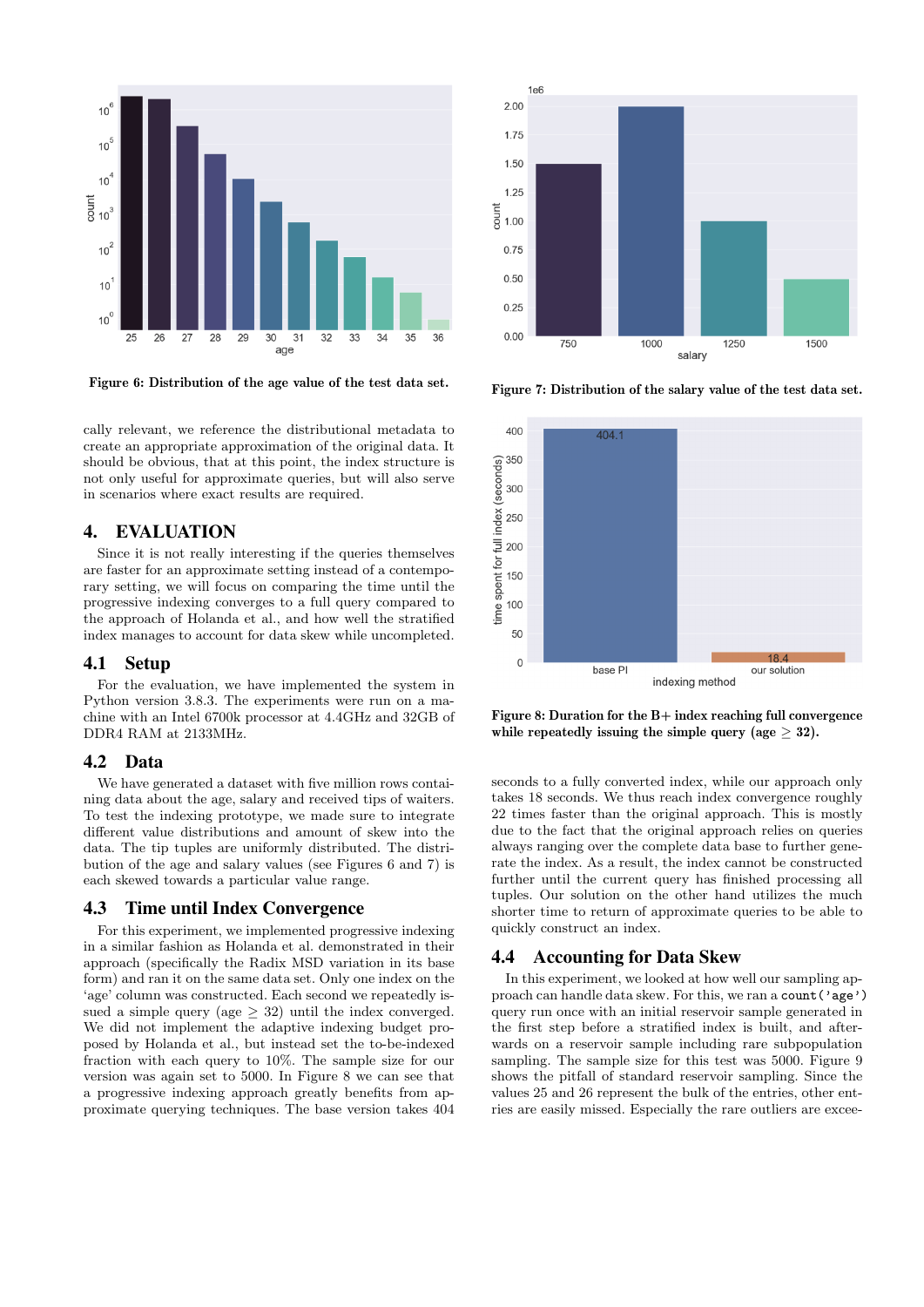Figure 6: Distribution of the age value of the test data set.

Figure 7: Distribution of the salary value of the test data set.

cally relevant, we reference the distributional metadata to create an appropriate approximation of the original data. It should be obvious, that at this point, the index structure is not only useful for approximate queries, but will also serve in scenarios where exact results are required.

## 4. EVALUATION

Since it is not really interesting if the queries themselves are faster for an approximate setting instead of a contemporary setting, we will focus on comparing the time until the progressive indexing converges to a full query compared to the approach of Holanda et al., and how well the stratified index manages to account for data skew while uncompleted.

### 4.1 Setup

For the evaluation, we have implemented the system in Python version 3.8.3. The experiments were run on a machine with an Intel 6700k processor at 4.4GHz and 32GB of DDR4 RAM at 2133MHz.

### 4.2 Data

We have generated a dataset with five million rows containing data about the age, salary and received tips of waiters. To test the indexing prototype, we made sure to integrate different value distributions and amount of skew into the data. The tip tuples are uniformly distributed. The distribution of the age and salary values (see Figures 6 and 7) is each skewed towards a particular value range.

### 4.3 Time until Index Convergence

For this experiment, we implemented progressive indexing in a similar fashion as Holanda et al. demonstrated in their approach (specifically the Radix MSD variation in its base form) and ran it on the same data set. Only one index on the 'age' column was constructed. Each second we repeatedly issued a simple query (age $\geq$ 32) until the index converged. We did not implement the adaptive indexing budget proposed by Holanda et al., but instead set the to-be-indexed fraction with each query to 10%. The sample size for our version was again set to 5000. In Figure 8 we can see that a progressive indexing approach greatly benefits from approximate querying techniques. The base version takes 404 seconds to a fully converted index, while our approach only takes 18 seconds. We thus reach index convergence roughly 22 times faster than the original approach. This is mostly due to the fact that the original approach relies on queries always ranging over the complete data base to further generate the index. As a result, the index cannot be constructed further until the current query has finished processing all tuples. Our solution on the other hand utilizes the much shorter time to return of approximate queries to be able to quickly construct an index.

Figure 8: Duration for the B+ index reaching full convergence while repeatedly issuing the simple query (age $\geq$ 32).

### 4.4 Accounting for Data Skew

In this experiment, we looked at how well our sampling approach can handle data skew. For this, we ran a `count('age')` query run once with an initial reservoir sample generated in the first step before a stratified index is built, and afterwards on a reservoir sample including rare subpopulation sampling. The sample size for this test was 5000. Figure 9 shows the pitfall of standard reservoir sampling. Since the values 25 and 26 represent the bulk of the entries, other entries are easily missed. Especially the rare outliers are excee-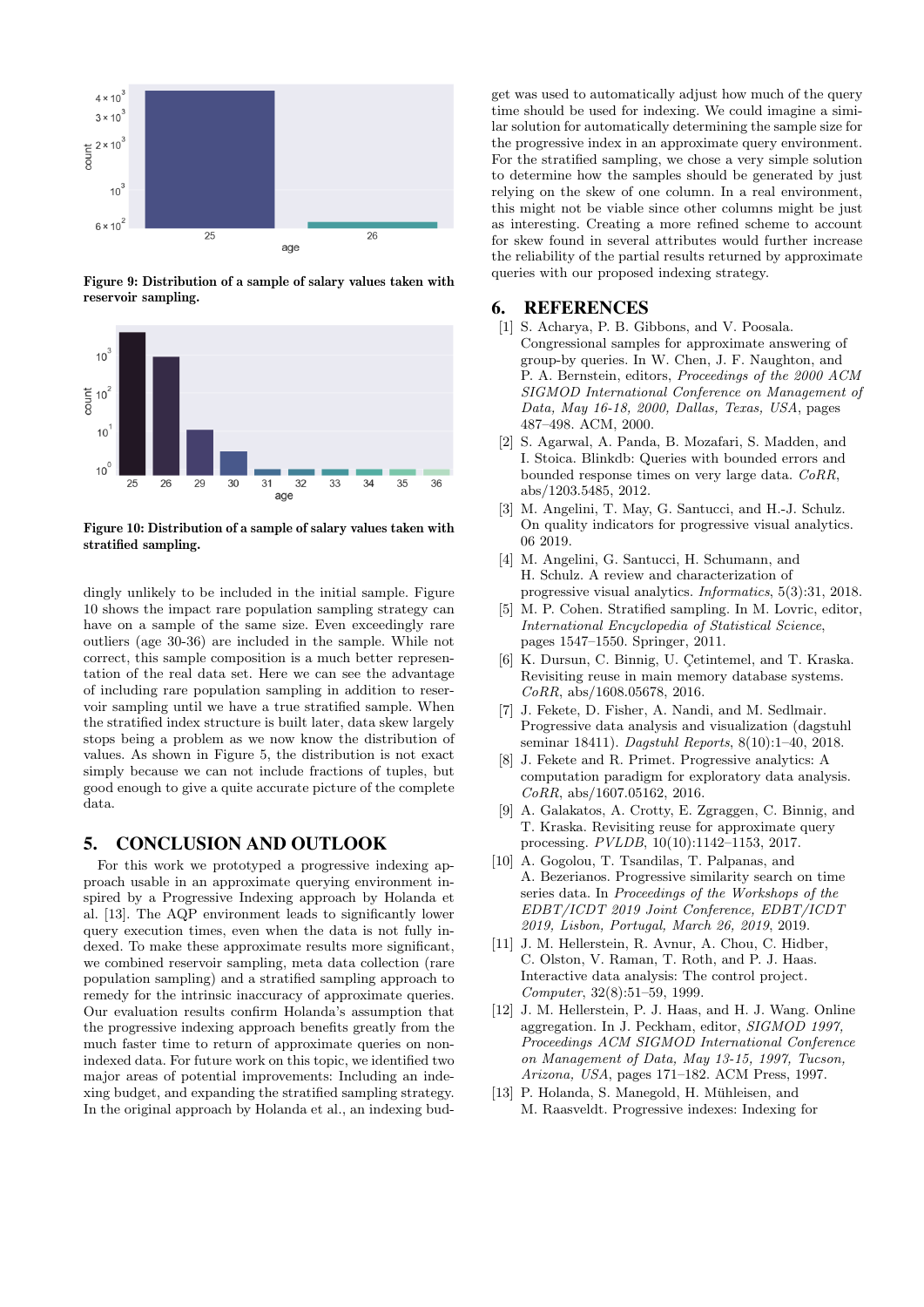Figure 9: Distribution of a sample of salary values taken with reservoir sampling.

Figure 10: Distribution of a sample of salary values taken with stratified sampling.

dingly unlikely to be included in the initial sample. Figure 10 shows the impact rare population sampling strategy can have on a sample of the same size. Even exceedingly rare outliers (age 30-36) are included in the sample. While not correct, this sample composition is a much better representation of the real data set. Here we can see the advantage of including rare population sampling in addition to reservoir sampling until we have a true stratified sample. When the stratified index structure is built later, data skew largely stops being a problem as we now know the distribution of values. As shown in Figure 5, the distribution is not exact simply because we can not include fractions of tuples, but good enough to give a quite accurate picture of the complete data.

## 5. CONCLUSION AND OUTLOOK

For this work we prototyped a progressive indexing approach usable in an approximate querying environment inspired by a Progressive Indexing approach by Holanda et al. [13]. The AQP environment leads to significantly lower query execution times, even when the data is not fully indexed. To make these approximate results more significant, we combined reservoir sampling, meta data collection (rare population sampling) and a stratified sampling approach to remedy for the intrinsic inaccuracy of approximate queries. Our evaluation results confirm Holanda's assumption that the progressive indexing approach benefits greatly from the much faster time to return of approximate queries on non-indexed data. For future work on this topic, we identified two major areas of potential improvements: Including an indexing budget, and expanding the stratified sampling strategy. In the original approach by Holanda et al., an indexing budget was used to automatically adjust how much of the query time should be used for indexing. We could imagine a similar solution for automatically determining the sample size for the progressive index in an approximate query environment. For the stratified sampling, we chose a very simple solution to determine how the samples should be generated by just relying on the skew of one column. In a real environment, this might not be viable since other columns might be just as interesting. Creating a more refined scheme to account for skew found in several attributes would further increase the reliability of the partial results returned by approximate queries with our proposed indexing strategy.

## 6. REFERENCES

[1] S. Acharya, P. B. Gibbons, and V. Poosala. Congressional samples for approximate answering of group-by queries. In W. Chen, J. F. Naughton, and P. A. Bernstein, editors, *Proceedings of the 2000 ACM SIGMOD International Conference on Management of Data, May 16-18, 2000, Dallas, Texas, USA*, pages 487–498. ACM, 2000.

[2] S. Agarwal, A. Panda, B. Mozafari, S. Madden, and I. Stoica. Blinkdb: Queries with bounded errors and bounded response times on very large data. *CoRR*, abs/1203.5485, 2012.

[3] M. Angelini, T. May, G. Santucci, and H.-J. Schulz. On quality indicators for progressive visual analytics. 06 2019.

[4] M. Angelini, G. Santucci, H. Schumann, and H. Schulz. A review and characterization of progressive visual analytics. *Informatics*, 5(3):31, 2018.

[5] M. P. Cohen. Stratified sampling. In M. Lovric, editor, *International Encyclopedia of Statistical Science*, pages 1547–1550. Springer, 2011.

[6] K. Dursun, C. Binnig, U. Çetintemel, and T. Kraska. Revisiting reuse in main memory database systems. *CoRR*, abs/1608.05678, 2016.

[7] J. Fekete, D. Fisher, A. Nandi, and M. Sedlmair. Progressive data analysis and visualization (dagstuhl seminar 18411). *Dagstuhl Reports*, 8(10):1–40, 2018.

[8] J. Fekete and R. Primet. Progressive analytics: A computation paradigm for exploratory data analysis. *CoRR*, abs/1607.05162, 2016.

[9] A. Galakatos, A. Crotty, E. Zgraggen, C. Binnig, and T. Kraska. Revisiting reuse for approximate query processing. *PVLDB*, 10(10):1142–1153, 2017.

[10] A. Gogolou, T. Tsandilas, T. Palpanas, and A. Bezerianos. Progressive similarity search on time series data. In *Proceedings of the Workshops of the EDBT/ICDT 2019 Joint Conference, EDBT/ICDT 2019, Lisbon, Portugal, March 26, 2019*, 2019.

[11] J. M. Hellerstein, R. Avnur, A. Chou, C. Hidber, C. Olston, V. Raman, T. Roth, and P. J. Haas. Interactive data analysis: The control project. *Computer*, 32(8):51–59, 1999.

[12] J. M. Hellerstein, P. J. Haas, and H. J. Wang. Online aggregation. In J. Peckham, editor, *SIGMOD 1997, Proceedings ACM SIGMOD International Conference on Management of Data, May 13-15, 1997, Tucson, Arizona, USA*, pages 171–182. ACM Press, 1997.

[13] P. Holanda, S. Manegold, H. Mühleisen, and M. Raasveldt. Progressive indexes: Indexing for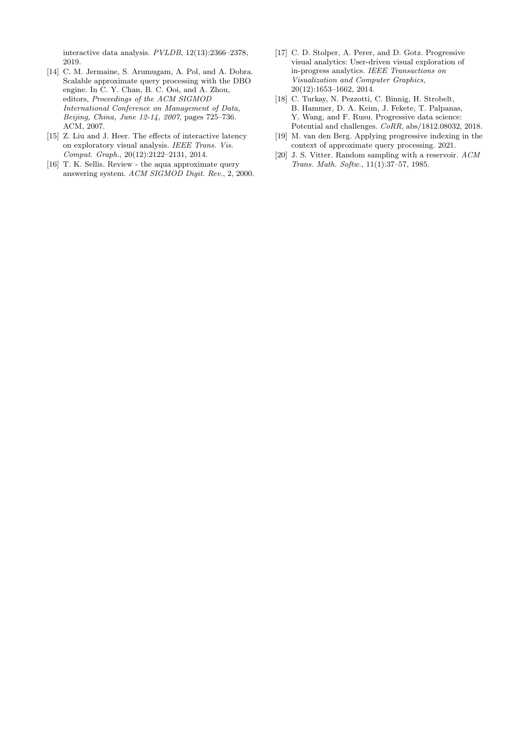interactive data analysis. *PVLDB*, 12(13):2366–2378, 2019.

[14] C. M. Jermaine, S. Arumugam, A. Pol, and A. Dobra. Scalable approximate query processing with the DBO engine. In C. Y. Chan, B. C. Ooi, and A. Zhou, editors, *Proceedings of the ACM SIGMOD International Conference on Management of Data, Beijing, China, June 12-14, 2007*, pages 725–736. ACM, 2007.

[15] Z. Liu and J. Heer. The effects of interactive latency on exploratory visual analysis. *IEEE Trans. Vis. Comput. Graph.*, 20(12):2122–2131, 2014.

[16] T. K. Sellis. Review - the aqua approximate query answering system. *ACM SIGMOD Digit. Rev.*, 2, 2000.

[17] C. D. Stolper, A. Perer, and D. Gotz. Progressive visual analytics: User-driven visual exploration of in-progress analytics. *IEEE Transactions on Visualization and Computer Graphics*, 20(12):1653–1662, 2014.

[18] C. Turkay, N. Pezzotti, C. Binnig, H. Strobelt, B. Hammer, D. A. Keim, J. Fekete, T. Palpanas, Y. Wang, and F. Rusu. Progressive data science: Potential and challenges. *CoRR*, abs/1812.08032, 2018.

[19] M. van den Berg. Applying progressive indexing in the context of approximate query processing. 2021.

[20] J. S. Vitter. Random sampling with a reservoir. *ACM Trans. Math. Softw.*, 11(1):37–57, 1985.